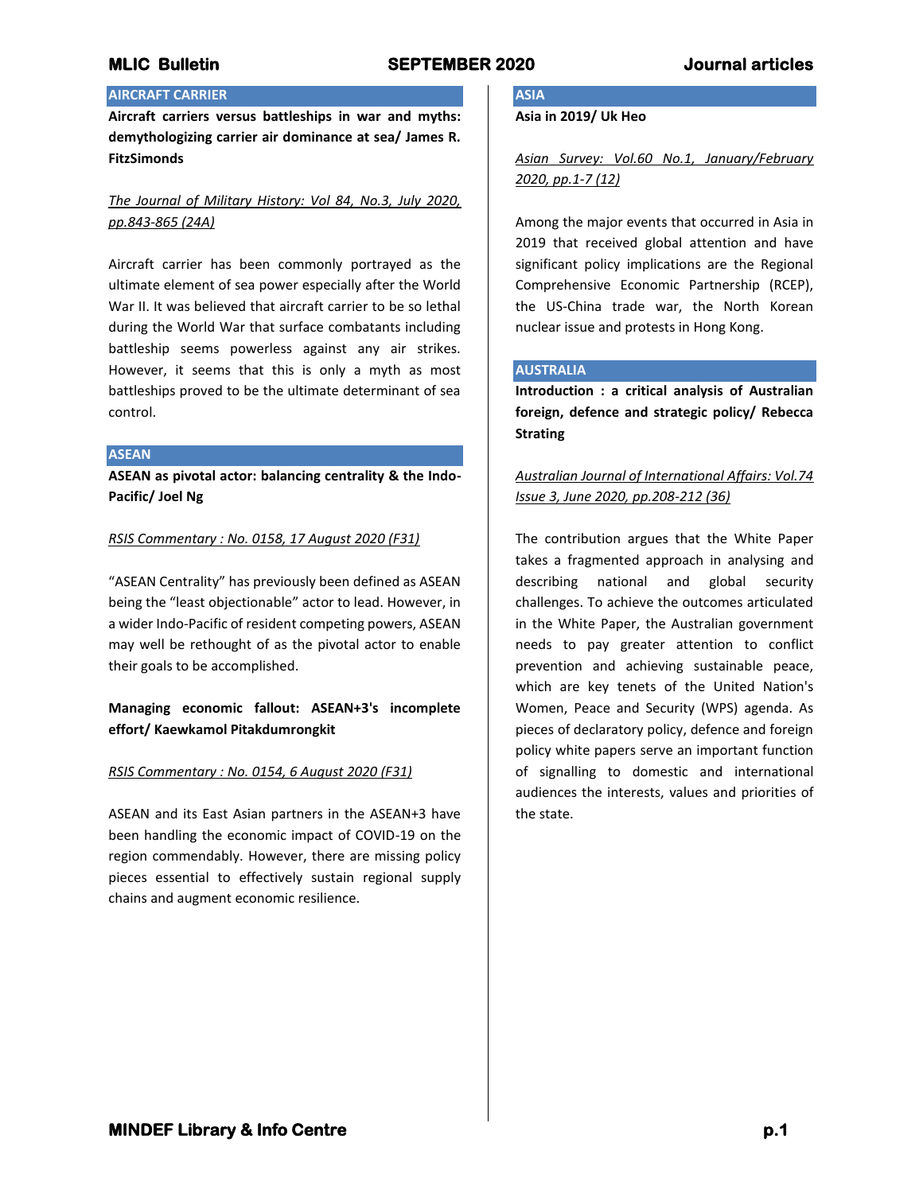## AIRCRAFT CARRIER

**Aircraft carriers versus battleships in war and myths: demythologizing carrier air dominance at sea/ James R. FitzSimonds**

*The Journal of Military History: Vol 84, No.3, July 2020, pp.843-865 (24A)*

Aircraft carrier has been commonly portrayed as the ultimate element of sea power especially after the World War II. It was believed that aircraft carrier to be so lethal during the World War that surface combatants including battleship seems powerless against any air strikes. However, it seems that this is only a myth as most battleships proved to be the ultimate determinant of sea control.

## ASEAN

**ASEAN as pivotal actor: balancing centrality & the Indo-Pacific/ Joel Ng**

*RSIS Commentary : No. 0158, 17 August 2020 (F31)*

"ASEAN Centrality" has previously been defined as ASEAN being the "least objectionable" actor to lead. However, in a wider Indo-Pacific of resident competing powers, ASEAN may well be rethought of as the pivotal actor to enable their goals to be accomplished.

**Managing economic fallout: ASEAN+3's incomplete effort/ Kaewkamol Pitakdumrongkit**

*RSIS Commentary : No. 0154, 6 August 2020 (F31)*

ASEAN and its East Asian partners in the ASEAN+3 have been handling the economic impact of COVID-19 on the region commendably. However, there are missing policy pieces essential to effectively sustain regional supply chains and augment economic resilience.

## ASIA

**Asia in 2019/ Uk Heo**

*Asian Survey: Vol.60 No.1, January/February 2020, pp.1-7 (12)*

Among the major events that occurred in Asia in 2019 that received global attention and have significant policy implications are the Regional Comprehensive Economic Partnership (RCEP), the US-China trade war, the North Korean nuclear issue and protests in Hong Kong.

## AUSTRALIA

**Introduction : a critical analysis of Australian foreign, defence and strategic policy/ Rebecca Strating**

*Australian Journal of International Affairs: Vol.74 Issue 3, June 2020, pp.208-212 (36)*

The contribution argues that the White Paper takes a fragmented approach in analysing and describing national and global security challenges. To achieve the outcomes articulated in the White Paper, the Australian government needs to pay greater attention to conflict prevention and achieving sustainable peace, which are key tenets of the United Nation's Women, Peace and Security (WPS) agenda. As pieces of declaratory policy, defence and foreign policy white papers serve an important function of signalling to domestic and international audiences the interests, values and priorities of the state.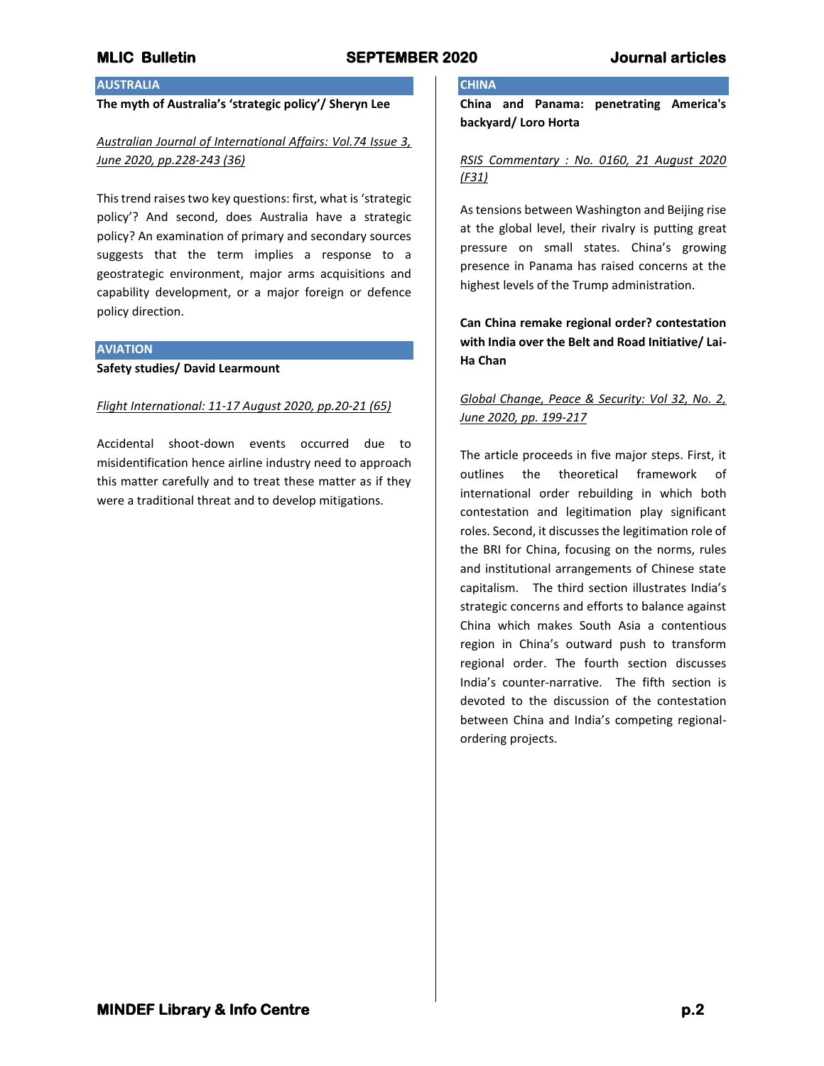## AUSTRALIA

**The myth of Australia's 'strategic policy'/ Sheryn Lee**

*Australian Journal of International Affairs: Vol.74 Issue 3, June 2020, pp.228-243 (36)*

This trend raises two key questions: first, what is 'strategic policy'? And second, does Australia have a strategic policy? An examination of primary and secondary sources suggests that the term implies a response to a geostrategic environment, major arms acquisitions and capability development, or a major foreign or defence policy direction.

## AVIATION

**Safety studies/ David Learmount**

*Flight International: 11-17 August 2020, pp.20-21 (65)*

Accidental shoot-down events occurred due to misidentification hence airline industry need to approach this matter carefully and to treat these matter as if they were a traditional threat and to develop mitigations.

## CHINA

**China and Panama: penetrating America's backyard/ Loro Horta**

*RSIS Commentary : No. 0160, 21 August 2020 (F31)*

As tensions between Washington and Beijing rise at the global level, their rivalry is putting great pressure on small states. China's growing presence in Panama has raised concerns at the highest levels of the Trump administration.

**Can China remake regional order? contestation with India over the Belt and Road Initiative/ Lai-Ha Chan**

*Global Change, Peace & Security: Vol 32, No. 2, June 2020, pp. 199-217*

The article proceeds in five major steps. First, it outlines the theoretical framework of international order rebuilding in which both contestation and legitimation play significant roles. Second, it discusses the legitimation role of the BRI for China, focusing on the norms, rules and institutional arrangements of Chinese state capitalism. The third section illustrates India's strategic concerns and efforts to balance against China which makes South Asia a contentious region in China's outward push to transform regional order. The fourth section discusses India's counter-narrative. The fifth section is devoted to the discussion of the contestation between China and India's competing regional-ordering projects.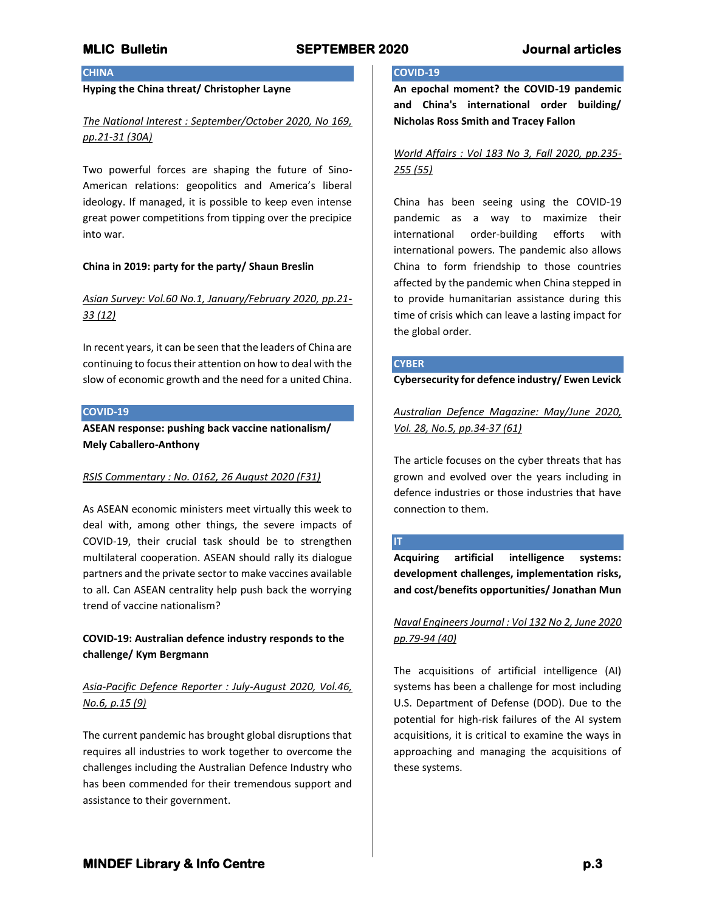## CHINA

**Hyping the China threat/ Christopher Layne**

*The National Interest : September/October 2020, No 169, pp.21-31 (30A)*

Two powerful forces are shaping the future of Sino-American relations: geopolitics and America's liberal ideology. If managed, it is possible to keep even intense great power competitions from tipping over the precipice into war.

**China in 2019: party for the party/ Shaun Breslin**

*Asian Survey: Vol.60 No.1, January/February 2020, pp.21-33 (12)*

In recent years, it can be seen that the leaders of China are continuing to focus their attention on how to deal with the slow of economic growth and the need for a united China.

## COVID-19

**ASEAN response: pushing back vaccine nationalism/ Mely Caballero-Anthony**

*RSIS Commentary : No. 0162, 26 August 2020 (F31)*

As ASEAN economic ministers meet virtually this week to deal with, among other things, the severe impacts of COVID-19, their crucial task should be to strengthen multilateral cooperation. ASEAN should rally its dialogue partners and the private sector to make vaccines available to all. Can ASEAN centrality help push back the worrying trend of vaccine nationalism?

**COVID-19: Australian defence industry responds to the challenge/ Kym Bergmann**

*Asia-Pacific Defence Reporter : July-August 2020, Vol.46, No.6, p.15 (9)*

The current pandemic has brought global disruptions that requires all industries to work together to overcome the challenges including the Australian Defence Industry who has been commended for their tremendous support and assistance to their government.

## COVID-19

**An epochal moment? the COVID-19 pandemic and China's international order building/ Nicholas Ross Smith and Tracey Fallon**

*World Affairs : Vol 183 No 3, Fall 2020, pp.235-255 (55)*

China has been seeing using the COVID-19 pandemic as a way to maximize their international order-building efforts with international powers. The pandemic also allows China to form friendship to those countries affected by the pandemic when China stepped in to provide humanitarian assistance during this time of crisis which can leave a lasting impact for the global order.

## CYBER

**Cybersecurity for defence industry/ Ewen Levick**

*Australian Defence Magazine: May/June 2020, Vol. 28, No.5, pp.34-37 (61)*

The article focuses on the cyber threats that has grown and evolved over the years including in defence industries or those industries that have connection to them.

## IT

**Acquiring artificial intelligence systems: development challenges, implementation risks, and cost/benefits opportunities/ Jonathan Mun**

*Naval Engineers Journal : Vol 132 No 2, June 2020 pp.79-94 (40)*

The acquisitions of artificial intelligence (AI) systems has been a challenge for most including U.S. Department of Defense (DOD). Due to the potential for high-risk failures of the AI system acquisitions, it is critical to examine the ways in approaching and managing the acquisitions of these systems.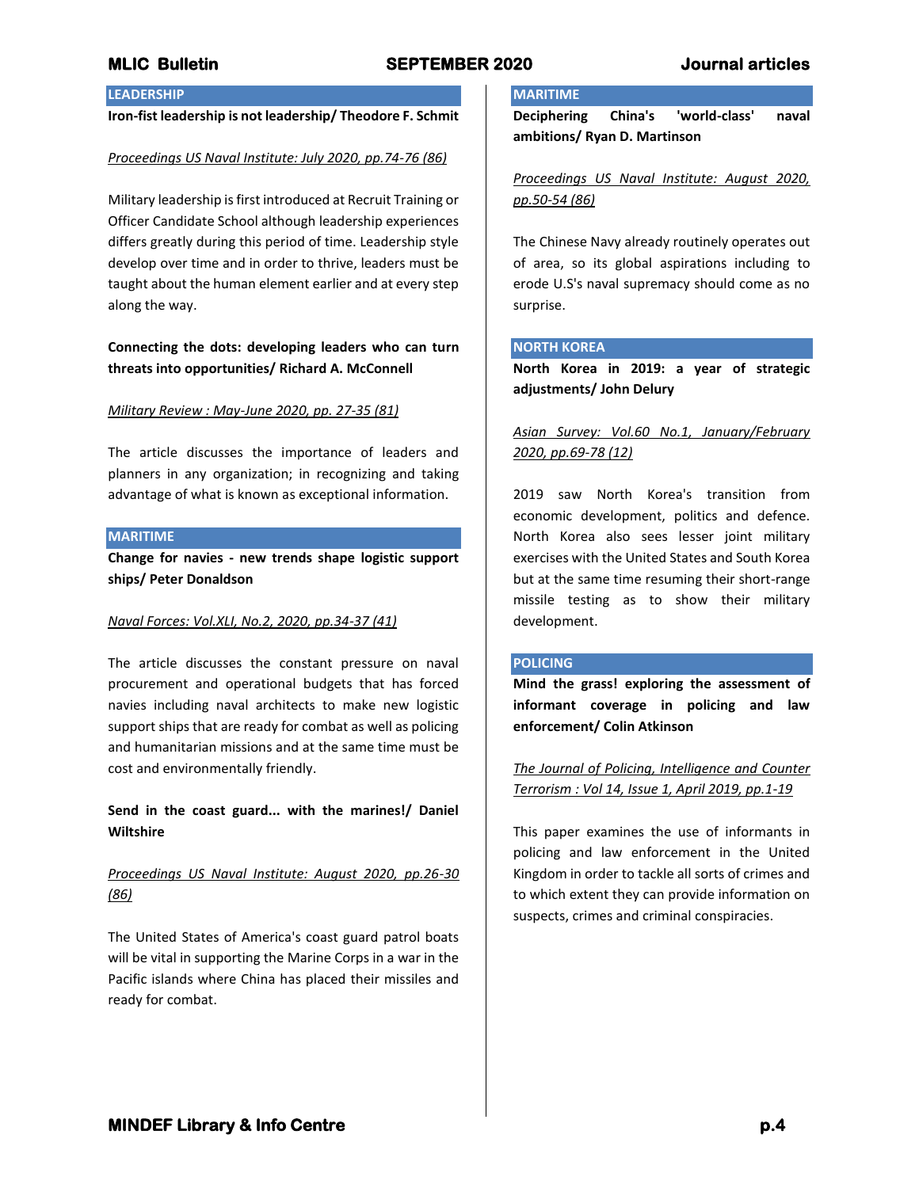## LEADERSHIP

**Iron-fist leadership is not leadership/ Theodore F. Schmit**

*Proceedings US Naval Institute: July 2020, pp.74-76 (86)*

Military leadership is first introduced at Recruit Training or Officer Candidate School although leadership experiences differs greatly during this period of time. Leadership style develop over time and in order to thrive, leaders must be taught about the human element earlier and at every step along the way.

**Connecting the dots: developing leaders who can turn threats into opportunities/ Richard A. McConnell**

*Military Review : May-June 2020, pp. 27-35 (81)*

The article discusses the importance of leaders and planners in any organization; in recognizing and taking advantage of what is known as exceptional information.

## MARITIME

**Change for navies - new trends shape logistic support ships/ Peter Donaldson**

*Naval Forces: Vol.XLI, No.2, 2020, pp.34-37 (41)*

The article discusses the constant pressure on naval procurement and operational budgets that has forced navies including naval architects to make new logistic support ships that are ready for combat as well as policing and humanitarian missions and at the same time must be cost and environmentally friendly.

**Send in the coast guard... with the marines!/ Daniel Wiltshire**

*Proceedings US Naval Institute: August 2020, pp.26-30 (86)*

The United States of America's coast guard patrol boats will be vital in supporting the Marine Corps in a war in the Pacific islands where China has placed their missiles and ready for combat.

## MARITIME

**Deciphering China's 'world-class' naval ambitions/ Ryan D. Martinson**

*Proceedings US Naval Institute: August 2020, pp.50-54 (86)*

The Chinese Navy already routinely operates out of area, so its global aspirations including to erode U.S's naval supremacy should come as no surprise.

## NORTH KOREA

**North Korea in 2019: a year of strategic adjustments/ John Delury**

*Asian Survey: Vol.60 No.1, January/February 2020, pp.69-78 (12)*

2019 saw North Korea's transition from economic development, politics and defence. North Korea also sees lesser joint military exercises with the United States and South Korea but at the same time resuming their short-range missile testing as to show their military development.

## POLICING

**Mind the grass! exploring the assessment of informant coverage in policing and law enforcement/ Colin Atkinson**

*The Journal of Policing, Intelligence and Counter Terrorism : Vol 14, Issue 1, April 2019, pp.1-19*

This paper examines the use of informants in policing and law enforcement in the United Kingdom in order to tackle all sorts of crimes and to which extent they can provide information on suspects, crimes and criminal conspiracies.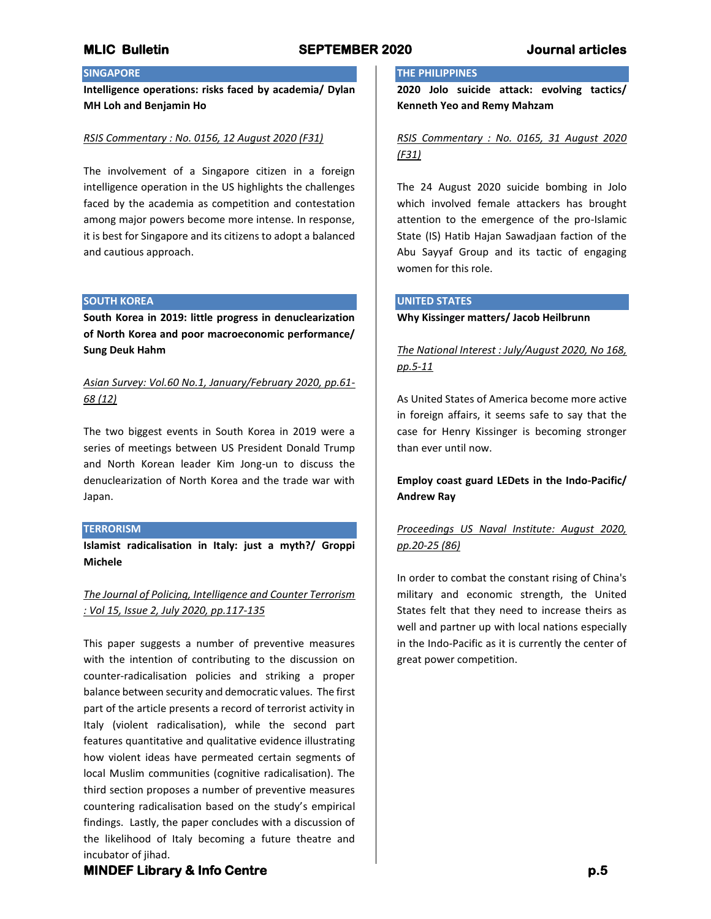## SINGAPORE

**Intelligence operations: risks faced by academia/ Dylan MH Loh and Benjamin Ho**

*RSIS Commentary : No. 0156, 12 August 2020 (F31)*

The involvement of a Singapore citizen in a foreign intelligence operation in the US highlights the challenges faced by the academia as competition and contestation among major powers become more intense. In response, it is best for Singapore and its citizens to adopt a balanced and cautious approach.

## SOUTH KOREA

**South Korea in 2019: little progress in denuclearization of North Korea and poor macroeconomic performance/ Sung Deuk Hahm**

*Asian Survey: Vol.60 No.1, January/February 2020, pp.61-68 (12)*

The two biggest events in South Korea in 2019 were a series of meetings between US President Donald Trump and North Korean leader Kim Jong-un to discuss the denuclearization of North Korea and the trade war with Japan.

## TERRORISM

**Islamist radicalisation in Italy: just a myth?/ Groppi Michele**

*The Journal of Policing, Intelligence and Counter Terrorism : Vol 15, Issue 2, July 2020, pp.117-135*

This paper suggests a number of preventive measures with the intention of contributing to the discussion on counter-radicalisation policies and striking a proper balance between security and democratic values. The first part of the article presents a record of terrorist activity in Italy (violent radicalisation), while the second part features quantitative and qualitative evidence illustrating how violent ideas have permeated certain segments of local Muslim communities (cognitive radicalisation). The third section proposes a number of preventive measures countering radicalisation based on the study's empirical findings. Lastly, the paper concludes with a discussion of the likelihood of Italy becoming a future theatre and incubator of jihad.

## THE PHILIPPINES

**2020 Jolo suicide attack: evolving tactics/ Kenneth Yeo and Remy Mahzam**

*RSIS Commentary : No. 0165, 31 August 2020 (F31)*

The 24 August 2020 suicide bombing in Jolo which involved female attackers has brought attention to the emergence of the pro-Islamic State (IS) Hatib Hajan Sawadjaan faction of the Abu Sayyaf Group and its tactic of engaging women for this role.

## UNITED STATES

**Why Kissinger matters/ Jacob Heilbrunn**

*The National Interest : July/August 2020, No 168, pp.5-11*

As United States of America become more active in foreign affairs, it seems safe to say that the case for Henry Kissinger is becoming stronger than ever until now.

**Employ coast guard LEDets in the Indo-Pacific/ Andrew Ray**

*Proceedings US Naval Institute: August 2020, pp.20-25 (86)*

In order to combat the constant rising of China's military and economic strength, the United States felt that they need to increase theirs as well and partner up with local nations especially in the Indo-Pacific as it is currently the center of great power competition.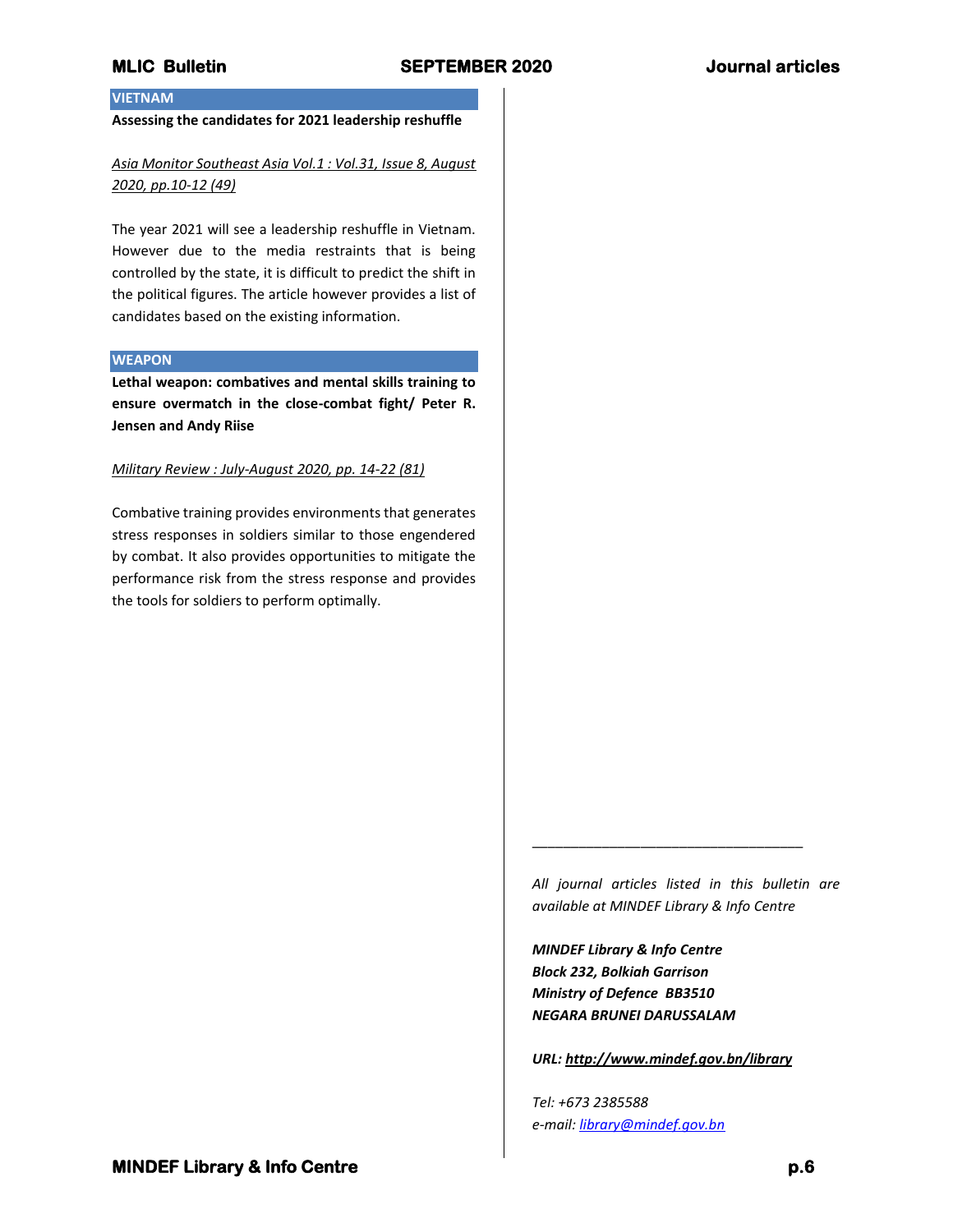## VIETNAM

**Assessing the candidates for 2021 leadership reshuffle**

*Asia Monitor Southeast Asia Vol.1 : Vol.31, Issue 8, August 2020, pp.10-12 (49)*

The year 2021 will see a leadership reshuffle in Vietnam. However due to the media restraints that is being controlled by the state, it is difficult to predict the shift in the political figures. The article however provides a list of candidates based on the existing information.

## WEAPON

**Lethal weapon: combatives and mental skills training to ensure overmatch in the close-combat fight/ Peter R. Jensen and Andy Riise**

*Military Review : July-August 2020, pp. 14-22 (81)*

Combative training provides environments that generates stress responses in soldiers similar to those engendered by combat. It also provides opportunities to mitigate the performance risk from the stress response and provides the tools for soldiers to perform optimally.

---

*All journal articles listed in this bulletin are available at MINDEF Library & Info Centre*

***MINDEF Library & Info Centre***
***Block 232, Bolkiah Garrison***
***Ministry of Defence BB3510***
***NEGARA BRUNEI DARUSSALAM***

***URL: http://www.mindef.gov.bn/library***

*Tel: +673 2385588*
*e-mail: library@mindef.gov.bn*